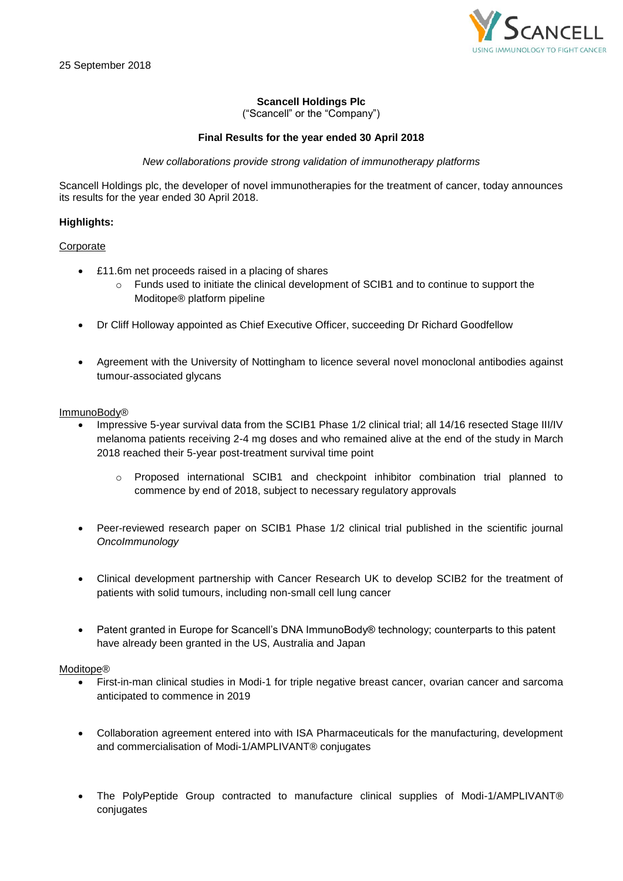25 September 2018

**Scancell Holdings Plc**
("Scancell" or the "Company")

**Final Results for the year ended 30 April 2018**

*New collaborations provide strong validation of immunotherapy platforms*

Scancell Holdings plc, the developer of novel immunotherapies for the treatment of cancer, today announces its results for the year ended 30 April 2018.

**Highlights:**

Corporate

- £11.6m net proceeds raised in a placing of shares
  - Funds used to initiate the clinical development of SCIB1 and to continue to support the Moditope® platform pipeline
- Dr Cliff Holloway appointed as Chief Executive Officer, succeeding Dr Richard Goodfellow
- Agreement with the University of Nottingham to licence several novel monoclonal antibodies against tumour-associated glycans

ImmunoBody®

- Impressive 5-year survival data from the SCIB1 Phase 1/2 clinical trial; all 14/16 resected Stage III/IV melanoma patients receiving 2-4 mg doses and who remained alive at the end of the study in March 2018 reached their 5-year post-treatment survival time point
  - Proposed international SCIB1 and checkpoint inhibitor combination trial planned to commence by end of 2018, subject to necessary regulatory approvals
- Peer-reviewed research paper on SCIB1 Phase 1/2 clinical trial published in the scientific journal *OncoImmunology*
- Clinical development partnership with Cancer Research UK to develop SCIB2 for the treatment of patients with solid tumours, including non-small cell lung cancer
- Patent granted in Europe for Scancell's DNA ImmunoBody® technology; counterparts to this patent have already been granted in the US, Australia and Japan

Moditope®

- First-in-man clinical studies in Modi-1 for triple negative breast cancer, ovarian cancer and sarcoma anticipated to commence in 2019
- Collaboration agreement entered into with ISA Pharmaceuticals for the manufacturing, development and commercialisation of Modi-1/AMPLIVANT® conjugates
- The PolyPeptide Group contracted to manufacture clinical supplies of Modi-1/AMPLIVANT® conjugates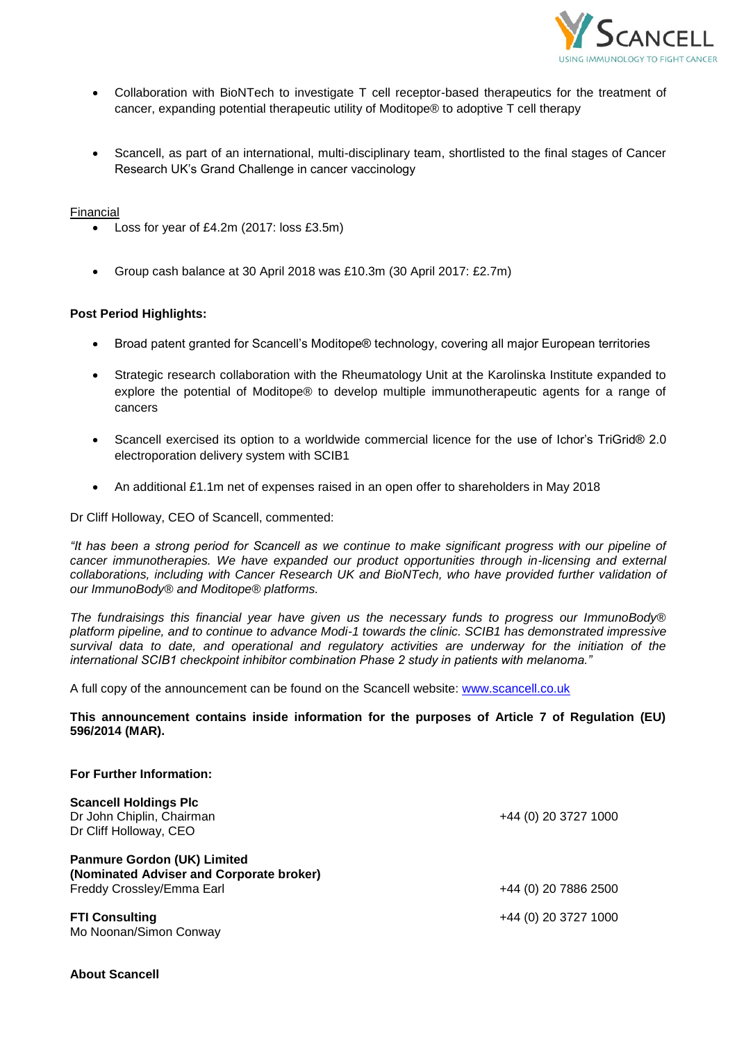- Collaboration with BioNTech to investigate T cell receptor-based therapeutics for the treatment of cancer, expanding potential therapeutic utility of Moditope® to adoptive T cell therapy

- Scancell, as part of an international, multi-disciplinary team, shortlisted to the final stages of Cancer Research UK's Grand Challenge in cancer vaccinology

Financial

- Loss for year of £4.2m (2017: loss £3.5m)

- Group cash balance at 30 April 2018 was £10.3m (30 April 2017: £2.7m)

**Post Period Highlights:**

- Broad patent granted for Scancell's Moditope® technology, covering all major European territories

- Strategic research collaboration with the Rheumatology Unit at the Karolinska Institute expanded to explore the potential of Moditope® to develop multiple immunotherapeutic agents for a range of cancers

- Scancell exercised its option to a worldwide commercial licence for the use of Ichor's TriGrid® 2.0 electroporation delivery system with SCIB1

- An additional £1.1m net of expenses raised in an open offer to shareholders in May 2018

Dr Cliff Holloway, CEO of Scancell, commented:

*"It has been a strong period for Scancell as we continue to make significant progress with our pipeline of cancer immunotherapies. We have expanded our product opportunities through in-licensing and external collaborations, including with Cancer Research UK and BioNTech, who have provided further validation of our ImmunoBody® and Moditope® platforms.*

*The fundraisings this financial year have given us the necessary funds to progress our ImmunoBody® platform pipeline, and to continue to advance Modi-1 towards the clinic. SCIB1 has demonstrated impressive survival data to date, and operational and regulatory activities are underway for the initiation of the international SCIB1 checkpoint inhibitor combination Phase 2 study in patients with melanoma."*

A full copy of the announcement can be found on the Scancell website: www.scancell.co.uk

**This announcement contains inside information for the purposes of Article 7 of Regulation (EU) 596/2014 (MAR).**

**For Further Information:**

**Scancell Holdings Plc**
Dr John Chiplin, Chairman
Dr Cliff Holloway, CEO
+44 (0) 20 3727 1000

**Panmure Gordon (UK) Limited**
**(Nominated Adviser and Corporate broker)**
Freddy Crossley/Emma Earl
+44 (0) 20 7886 2500

**FTI Consulting**
Mo Noonan/Simon Conway
+44 (0) 20 3727 1000

**About Scancell**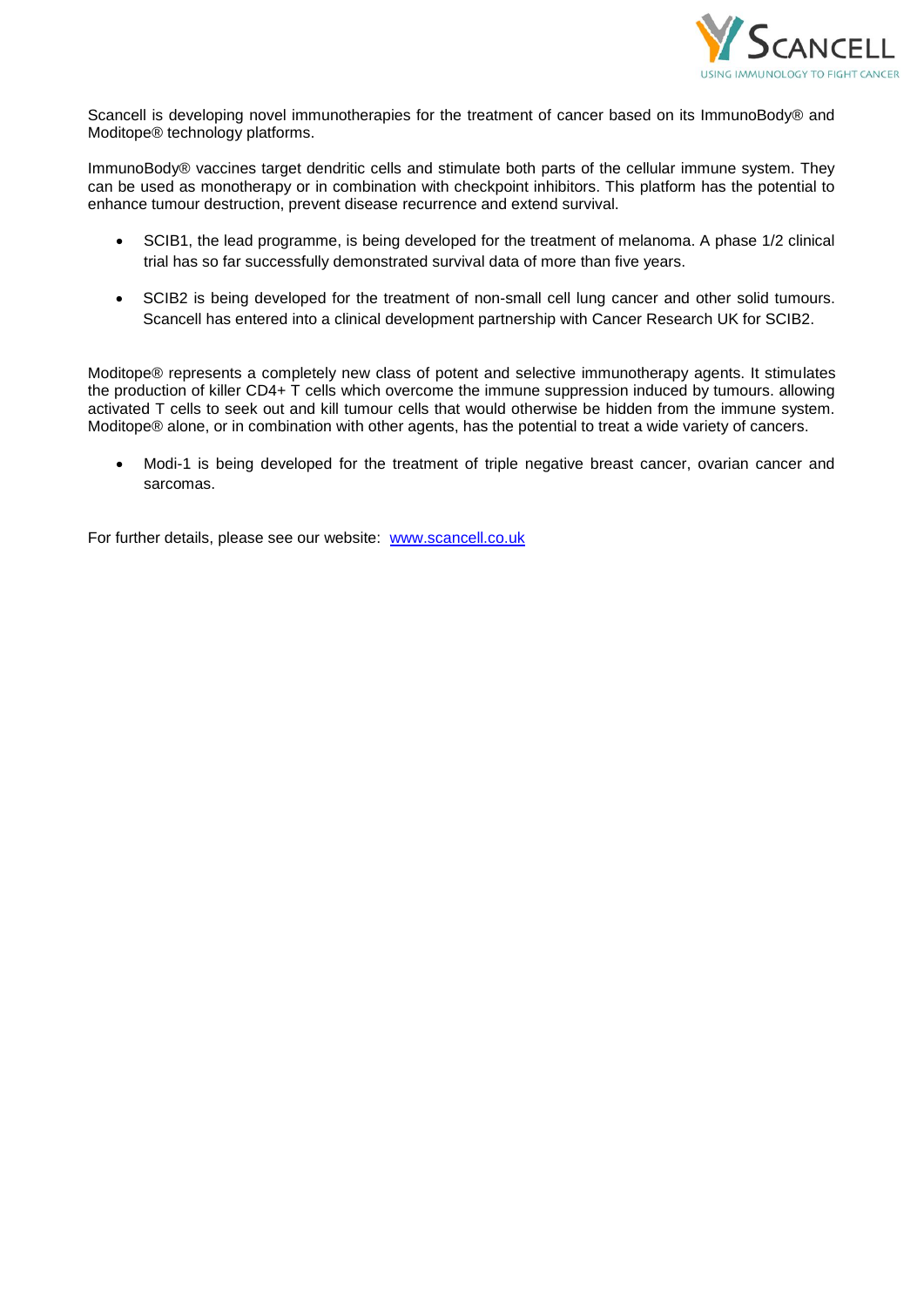Scancell is developing novel immunotherapies for the treatment of cancer based on its ImmunoBody® and Moditope® technology platforms.

ImmunoBody® vaccines target dendritic cells and stimulate both parts of the cellular immune system. They can be used as monotherapy or in combination with checkpoint inhibitors. This platform has the potential to enhance tumour destruction, prevent disease recurrence and extend survival.

- SCIB1, the lead programme, is being developed for the treatment of melanoma. A phase 1/2 clinical trial has so far successfully demonstrated survival data of more than five years.
- SCIB2 is being developed for the treatment of non-small cell lung cancer and other solid tumours. Scancell has entered into a clinical development partnership with Cancer Research UK for SCIB2.

Moditope® represents a completely new class of potent and selective immunotherapy agents. It stimulates the production of killer CD4+ T cells which overcome the immune suppression induced by tumours. allowing activated T cells to seek out and kill tumour cells that would otherwise be hidden from the immune system. Moditope® alone, or in combination with other agents, has the potential to treat a wide variety of cancers.

- Modi-1 is being developed for the treatment of triple negative breast cancer, ovarian cancer and sarcomas.

For further details, please see our website: [www.scancell.co.uk](http://www.scancell.co.uk)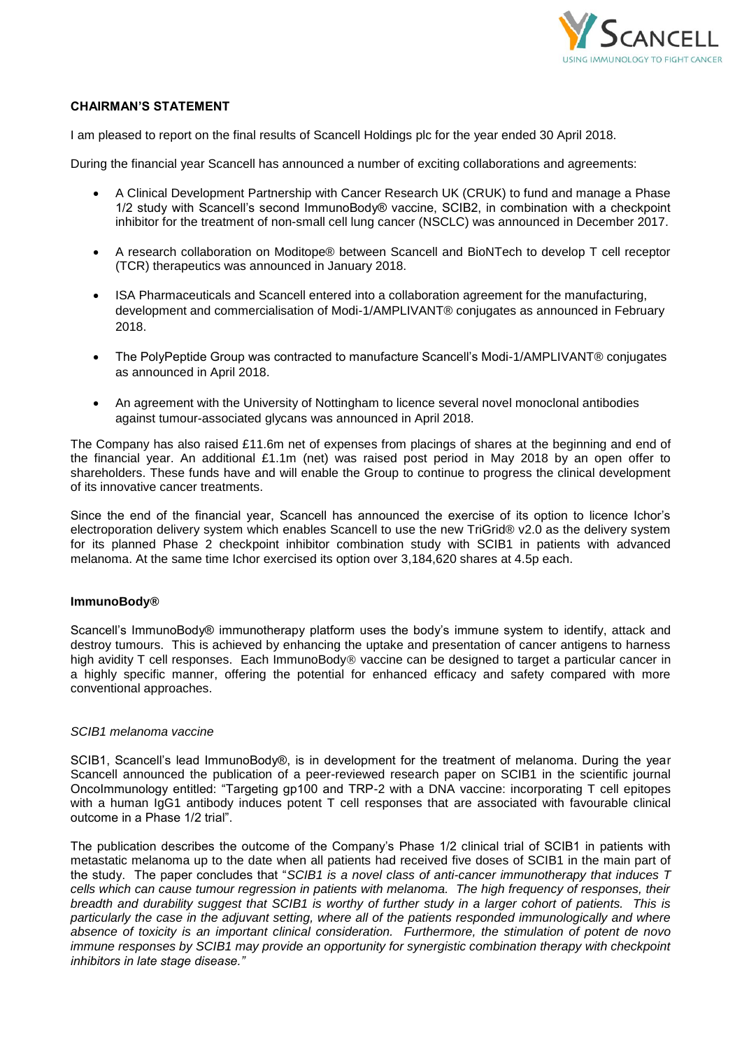**CHAIRMAN'S STATEMENT**

I am pleased to report on the final results of Scancell Holdings plc for the year ended 30 April 2018.

During the financial year Scancell has announced a number of exciting collaborations and agreements:

- A Clinical Development Partnership with Cancer Research UK (CRUK) to fund and manage a Phase 1/2 study with Scancell's second ImmunoBody® vaccine, SCIB2, in combination with a checkpoint inhibitor for the treatment of non-small cell lung cancer (NSCLC) was announced in December 2017.
- A research collaboration on Moditope® between Scancell and BioNTech to develop T cell receptor (TCR) therapeutics was announced in January 2018.
- ISA Pharmaceuticals and Scancell entered into a collaboration agreement for the manufacturing, development and commercialisation of Modi-1/AMPLIVANT® conjugates as announced in February 2018.
- The PolyPeptide Group was contracted to manufacture Scancell's Modi-1/AMPLIVANT® conjugates as announced in April 2018.
- An agreement with the University of Nottingham to licence several novel monoclonal antibodies against tumour-associated glycans was announced in April 2018.

The Company has also raised £11.6m net of expenses from placings of shares at the beginning and end of the financial year. An additional £1.1m (net) was raised post period in May 2018 by an open offer to shareholders. These funds have and will enable the Group to continue to progress the clinical development of its innovative cancer treatments.

Since the end of the financial year, Scancell has announced the exercise of its option to licence Ichor's electroporation delivery system which enables Scancell to use the new TriGrid® v2.0 as the delivery system for its planned Phase 2 checkpoint inhibitor combination study with SCIB1 in patients with advanced melanoma. At the same time Ichor exercised its option over 3,184,620 shares at 4.5p each.

**ImmunoBody®**

Scancell's ImmunoBody® immunotherapy platform uses the body's immune system to identify, attack and destroy tumours. This is achieved by enhancing the uptake and presentation of cancer antigens to harness high avidity T cell responses. Each ImmunoBody® vaccine can be designed to target a particular cancer in a highly specific manner, offering the potential for enhanced efficacy and safety compared with more conventional approaches.

*SCIB1 melanoma vaccine*

SCIB1, Scancell's lead ImmunoBody®, is in development for the treatment of melanoma. During the year Scancell announced the publication of a peer-reviewed research paper on SCIB1 in the scientific journal OncoImmunology entitled: "Targeting gp100 and TRP-2 with a DNA vaccine: incorporating T cell epitopes with a human IgG1 antibody induces potent T cell responses that are associated with favourable clinical outcome in a Phase 1/2 trial".

The publication describes the outcome of the Company's Phase 1/2 clinical trial of SCIB1 in patients with metastatic melanoma up to the date when all patients had received five doses of SCIB1 in the main part of the study. The paper concludes that "*SCIB1 is a novel class of anti-cancer immunotherapy that induces T cells which can cause tumour regression in patients with melanoma. The high frequency of responses, their breadth and durability suggest that SCIB1 is worthy of further study in a larger cohort of patients. This is particularly the case in the adjuvant setting, where all of the patients responded immunologically and where absence of toxicity is an important clinical consideration. Furthermore, the stimulation of potent de novo immune responses by SCIB1 may provide an opportunity for synergistic combination therapy with checkpoint inhibitors in late stage disease.*"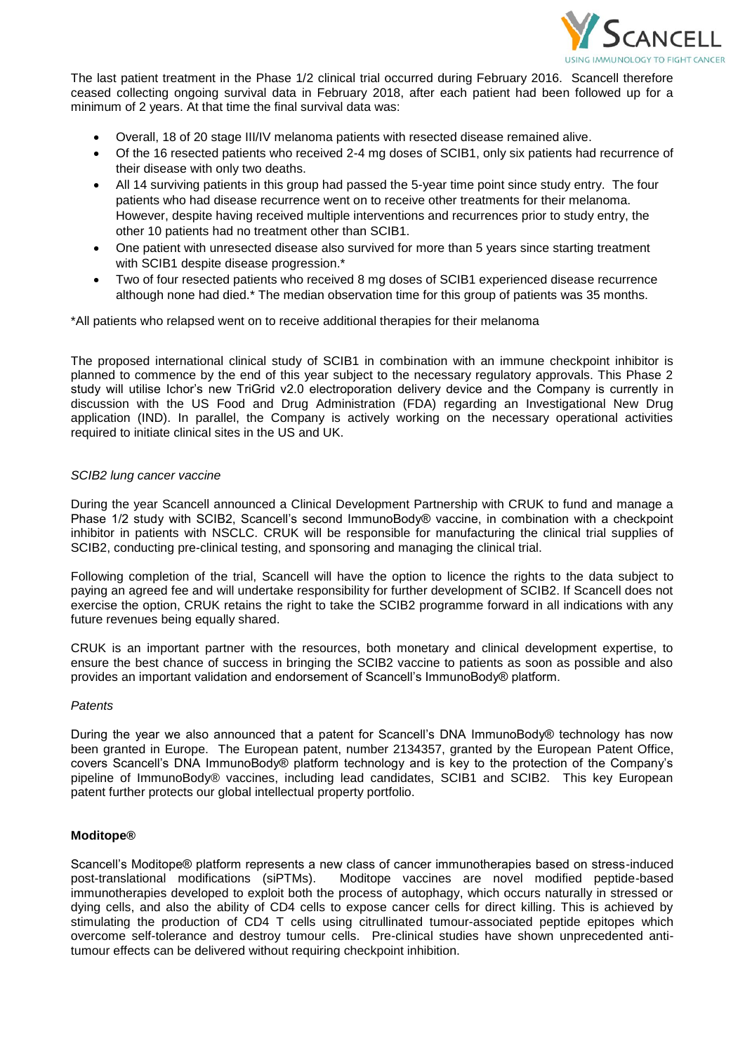The last patient treatment in the Phase 1/2 clinical trial occurred during February 2016. Scancell therefore ceased collecting ongoing survival data in February 2018, after each patient had been followed up for a minimum of 2 years. At that time the final survival data was:

- Overall, 18 of 20 stage III/IV melanoma patients with resected disease remained alive.
- Of the 16 resected patients who received 2-4 mg doses of SCIB1, only six patients had recurrence of their disease with only two deaths.
- All 14 surviving patients in this group had passed the 5-year time point since study entry. The four patients who had disease recurrence went on to receive other treatments for their melanoma. However, despite having received multiple interventions and recurrences prior to study entry, the other 10 patients had no treatment other than SCIB1.
- One patient with unresected disease also survived for more than 5 years since starting treatment with SCIB1 despite disease progression.*
- Two of four resected patients who received 8 mg doses of SCIB1 experienced disease recurrence although none had died.* The median observation time for this group of patients was 35 months.

*All patients who relapsed went on to receive additional therapies for their melanoma

The proposed international clinical study of SCIB1 in combination with an immune checkpoint inhibitor is planned to commence by the end of this year subject to the necessary regulatory approvals. This Phase 2 study will utilise Ichor's new TriGrid v2.0 electroporation delivery device and the Company is currently in discussion with the US Food and Drug Administration (FDA) regarding an Investigational New Drug application (IND). In parallel, the Company is actively working on the necessary operational activities required to initiate clinical sites in the US and UK.

*SCIB2 lung cancer vaccine*

During the year Scancell announced a Clinical Development Partnership with CRUK to fund and manage a Phase 1/2 study with SCIB2, Scancell's second ImmunoBody® vaccine, in combination with a checkpoint inhibitor in patients with NSCLC. CRUK will be responsible for manufacturing the clinical trial supplies of SCIB2, conducting pre-clinical testing, and sponsoring and managing the clinical trial.

Following completion of the trial, Scancell will have the option to licence the rights to the data subject to paying an agreed fee and will undertake responsibility for further development of SCIB2. If Scancell does not exercise the option, CRUK retains the right to take the SCIB2 programme forward in all indications with any future revenues being equally shared.

CRUK is an important partner with the resources, both monetary and clinical development expertise, to ensure the best chance of success in bringing the SCIB2 vaccine to patients as soon as possible and also provides an important validation and endorsement of Scancell's ImmunoBody® platform.

*Patents*

During the year we also announced that a patent for Scancell's DNA ImmunoBody® technology has now been granted in Europe. The European patent, number 2134357, granted by the European Patent Office, covers Scancell's DNA ImmunoBody® platform technology and is key to the protection of the Company's pipeline of ImmunoBody® vaccines, including lead candidates, SCIB1 and SCIB2. This key European patent further protects our global intellectual property portfolio.

**Moditope®**

Scancell's Moditope® platform represents a new class of cancer immunotherapies based on stress-induced post-translational modifications (siPTMs). Moditope vaccines are novel modified peptide-based immunotherapies developed to exploit both the process of autophagy, which occurs naturally in stressed or dying cells, and also the ability of CD4 cells to expose cancer cells for direct killing. This is achieved by stimulating the production of CD4 T cells using citrullinated tumour-associated peptide epitopes which overcome self-tolerance and destroy tumour cells. Pre-clinical studies have shown unprecedented anti-tumour effects can be delivered without requiring checkpoint inhibition.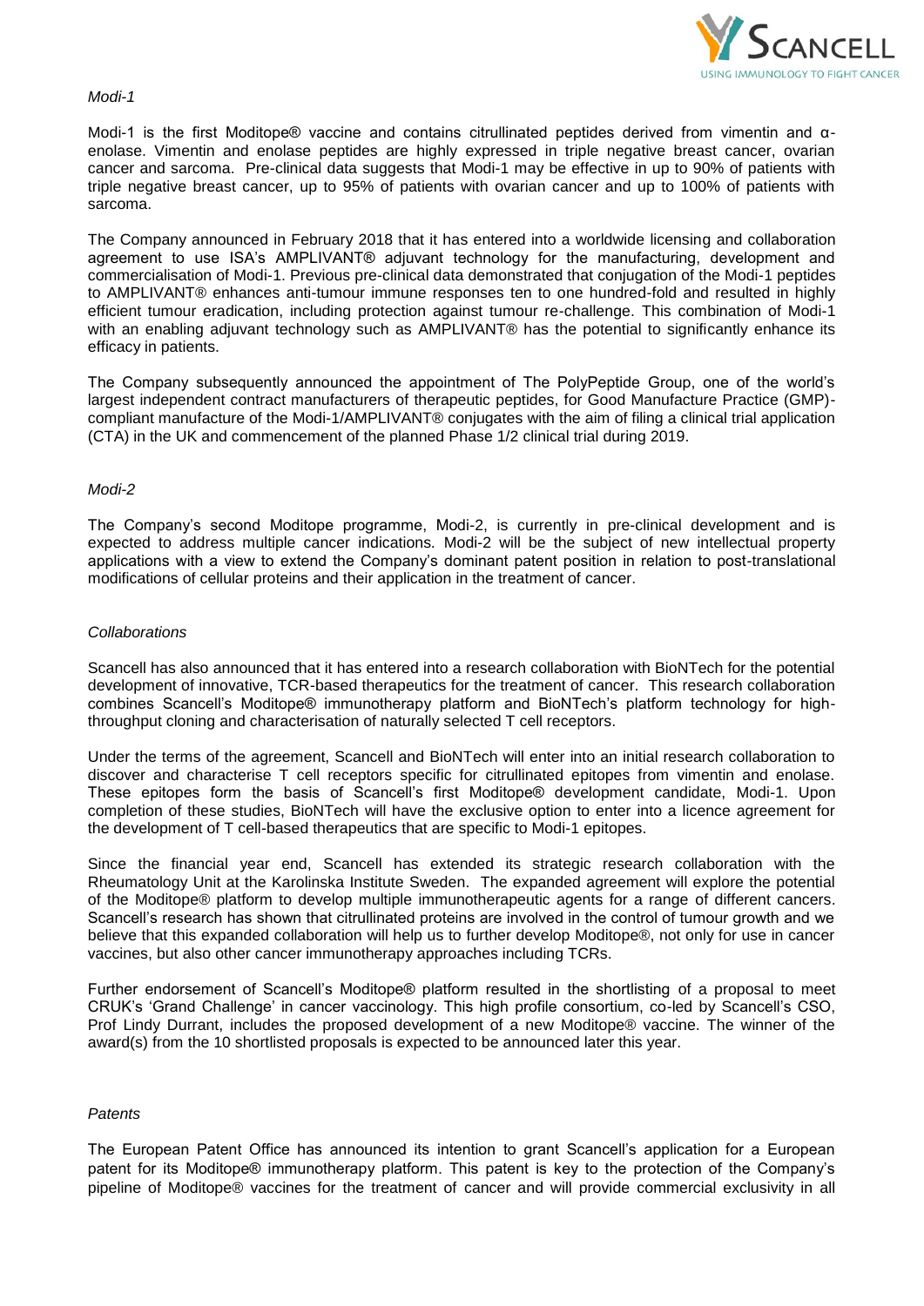*Modi-1*

Modi-1 is the first Moditope® vaccine and contains citrullinated peptides derived from vimentin and α-enolase. Vimentin and enolase peptides are highly expressed in triple negative breast cancer, ovarian cancer and sarcoma. Pre-clinical data suggests that Modi-1 may be effective in up to 90% of patients with triple negative breast cancer, up to 95% of patients with ovarian cancer and up to 100% of patients with sarcoma.

The Company announced in February 2018 that it has entered into a worldwide licensing and collaboration agreement to use ISA's AMPLIVANT® adjuvant technology for the manufacturing, development and commercialisation of Modi-1. Previous pre-clinical data demonstrated that conjugation of the Modi-1 peptides to AMPLIVANT® enhances anti-tumour immune responses ten to one hundred-fold and resulted in highly efficient tumour eradication, including protection against tumour re-challenge. This combination of Modi-1 with an enabling adjuvant technology such as AMPLIVANT® has the potential to significantly enhance its efficacy in patients.

The Company subsequently announced the appointment of The PolyPeptide Group, one of the world's largest independent contract manufacturers of therapeutic peptides, for Good Manufacture Practice (GMP)-compliant manufacture of the Modi-1/AMPLIVANT® conjugates with the aim of filing a clinical trial application (CTA) in the UK and commencement of the planned Phase 1/2 clinical trial during 2019.

*Modi-2*

The Company's second Moditope programme, Modi-2, is currently in pre-clinical development and is expected to address multiple cancer indications. Modi-2 will be the subject of new intellectual property applications with a view to extend the Company's dominant patent position in relation to post-translational modifications of cellular proteins and their application in the treatment of cancer.

*Collaborations*

Scancell has also announced that it has entered into a research collaboration with BioNTech for the potential development of innovative, TCR-based therapeutics for the treatment of cancer. This research collaboration combines Scancell's Moditope® immunotherapy platform and BioNTech's platform technology for high-throughput cloning and characterisation of naturally selected T cell receptors.

Under the terms of the agreement, Scancell and BioNTech will enter into an initial research collaboration to discover and characterise T cell receptors specific for citrullinated epitopes from vimentin and enolase. These epitopes form the basis of Scancell's first Moditope® development candidate, Modi-1. Upon completion of these studies, BioNTech will have the exclusive option to enter into a licence agreement for the development of T cell-based therapeutics that are specific to Modi-1 epitopes.

Since the financial year end, Scancell has extended its strategic research collaboration with the Rheumatology Unit at the Karolinska Institute Sweden. The expanded agreement will explore the potential of the Moditope® platform to develop multiple immunotherapeutic agents for a range of different cancers. Scancell's research has shown that citrullinated proteins are involved in the control of tumour growth and we believe that this expanded collaboration will help us to further develop Moditope®, not only for use in cancer vaccines, but also other cancer immunotherapy approaches including TCRs.

Further endorsement of Scancell's Moditope® platform resulted in the shortlisting of a proposal to meet CRUK's 'Grand Challenge' in cancer vaccinology. This high profile consortium, co-led by Scancell's CSO, Prof Lindy Durrant, includes the proposed development of a new Moditope® vaccine. The winner of the award(s) from the 10 shortlisted proposals is expected to be announced later this year.

*Patents*

The European Patent Office has announced its intention to grant Scancell's application for a European patent for its Moditope® immunotherapy platform. This patent is key to the protection of the Company's pipeline of Moditope® vaccines for the treatment of cancer and will provide commercial exclusivity in all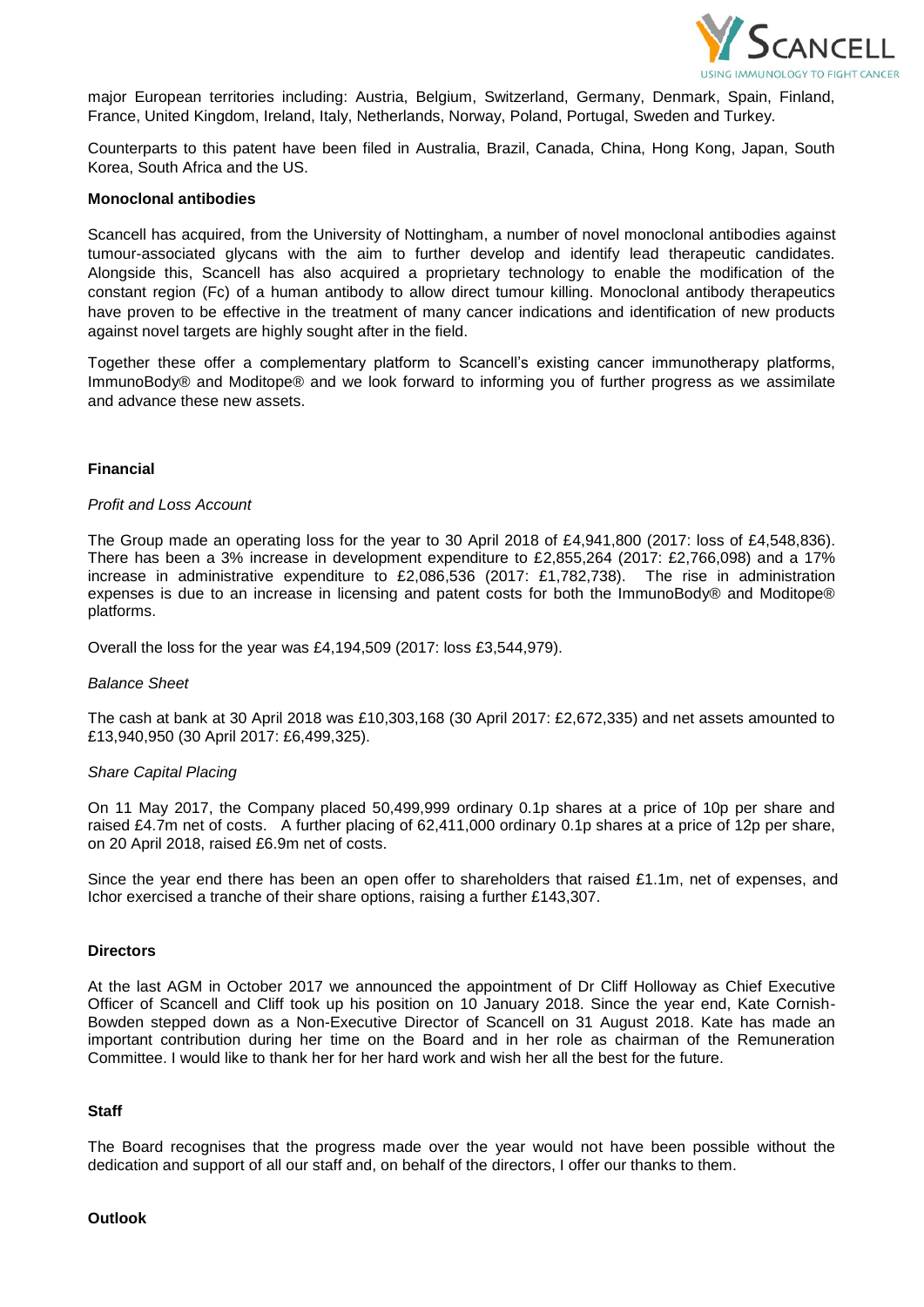major European territories including: Austria, Belgium, Switzerland, Germany, Denmark, Spain, Finland, France, United Kingdom, Ireland, Italy, Netherlands, Norway, Poland, Portugal, Sweden and Turkey.

Counterparts to this patent have been filed in Australia, Brazil, Canada, China, Hong Kong, Japan, South Korea, South Africa and the US.

**Monoclonal antibodies**

Scancell has acquired, from the University of Nottingham, a number of novel monoclonal antibodies against tumour-associated glycans with the aim to further develop and identify lead therapeutic candidates. Alongside this, Scancell has also acquired a proprietary technology to enable the modification of the constant region (Fc) of a human antibody to allow direct tumour killing. Monoclonal antibody therapeutics have proven to be effective in the treatment of many cancer indications and identification of new products against novel targets are highly sought after in the field.

Together these offer a complementary platform to Scancell's existing cancer immunotherapy platforms, ImmunoBody® and Moditope® and we look forward to informing you of further progress as we assimilate and advance these new assets.

**Financial**

*Profit and Loss Account*

The Group made an operating loss for the year to 30 April 2018 of £4,941,800 (2017: loss of £4,548,836). There has been a 3% increase in development expenditure to £2,855,264 (2017: £2,766,098) and a 17% increase in administrative expenditure to £2,086,536 (2017: £1,782,738). The rise in administration expenses is due to an increase in licensing and patent costs for both the ImmunoBody® and Moditope® platforms.

Overall the loss for the year was £4,194,509 (2017: loss £3,544,979).

*Balance Sheet*

The cash at bank at 30 April 2018 was £10,303,168 (30 April 2017: £2,672,335) and net assets amounted to £13,940,950 (30 April 2017: £6,499,325).

*Share Capital Placing*

On 11 May 2017, the Company placed 50,499,999 ordinary 0.1p shares at a price of 10p per share and raised £4.7m net of costs. A further placing of 62,411,000 ordinary 0.1p shares at a price of 12p per share, on 20 April 2018, raised £6.9m net of costs.

Since the year end there has been an open offer to shareholders that raised £1.1m, net of expenses, and Ichor exercised a tranche of their share options, raising a further £143,307.

**Directors**

At the last AGM in October 2017 we announced the appointment of Dr Cliff Holloway as Chief Executive Officer of Scancell and Cliff took up his position on 10 January 2018. Since the year end, Kate Cornish-Bowden stepped down as a Non-Executive Director of Scancell on 31 August 2018. Kate has made an important contribution during her time on the Board and in her role as chairman of the Remuneration Committee. I would like to thank her for her hard work and wish her all the best for the future.

**Staff**

The Board recognises that the progress made over the year would not have been possible without the dedication and support of all our staff and, on behalf of the directors, I offer our thanks to them.

**Outlook**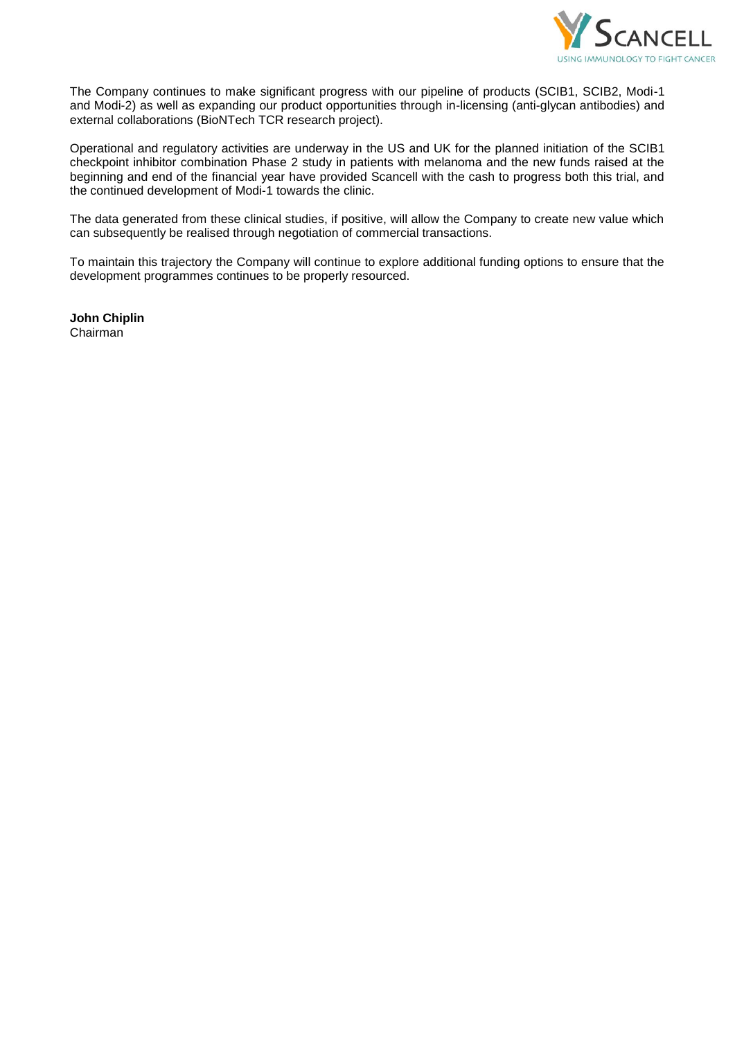The Company continues to make significant progress with our pipeline of products (SCIB1, SCIB2, Modi-1 and Modi-2) as well as expanding our product opportunities through in-licensing (anti-glycan antibodies) and external collaborations (BioNTech TCR research project).

Operational and regulatory activities are underway in the US and UK for the planned initiation of the SCIB1 checkpoint inhibitor combination Phase 2 study in patients with melanoma and the new funds raised at the beginning and end of the financial year have provided Scancell with the cash to progress both this trial, and the continued development of Modi-1 towards the clinic.

The data generated from these clinical studies, if positive, will allow the Company to create new value which can subsequently be realised through negotiation of commercial transactions.

To maintain this trajectory the Company will continue to explore additional funding options to ensure that the development programmes continues to be properly resourced.

**John Chiplin**
Chairman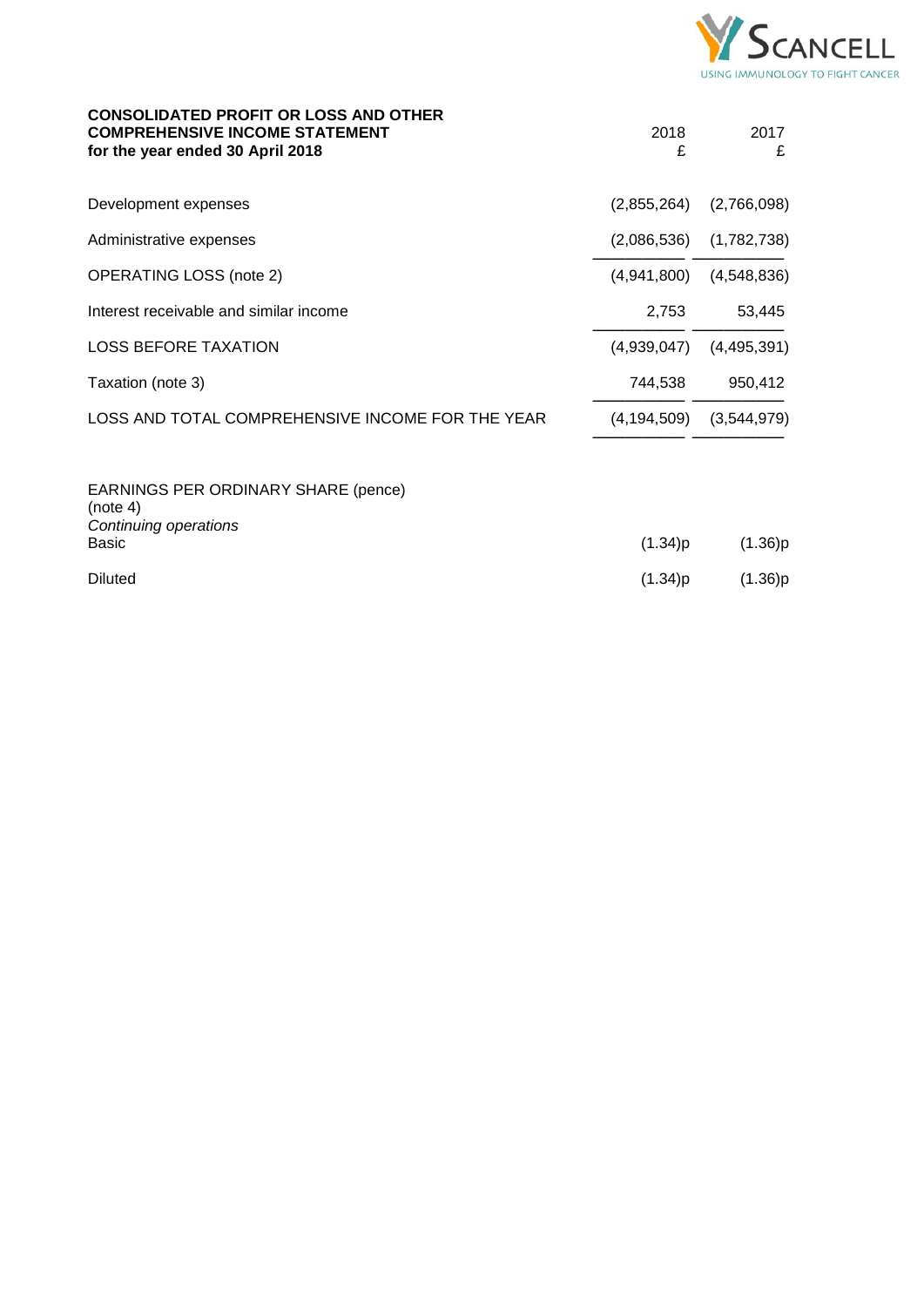**CONSOLIDATED PROFIT OR LOSS AND OTHER COMPREHENSIVE INCOME STATEMENT**
**for the year ended 30 April 2018**

| | 2018<br>£ | 2017<br>£ |
|---|---|---|
| Development expenses | (2,855,264) | (2,766,098) |
| Administrative expenses | (2,086,536) | (1,782,738) |
| OPERATING LOSS (note 2) | (4,941,800) | (4,548,836) |
| Interest receivable and similar income | 2,753 | 53,445 |
| LOSS BEFORE TAXATION | (4,939,047) | (4,495,391) |
| Taxation (note 3) | 744,538 | 950,412 |
| LOSS AND TOTAL COMPREHENSIVE INCOME FOR THE YEAR | (4,194,509) | (3,544,979) |
| | | |
| EARNINGS PER ORDINARY SHARE (pence) (note 4) | | |
| *Continuing operations* | | |
| Basic | (1.34)p | (1.36)p |
| Diluted | (1.34)p | (1.36)p |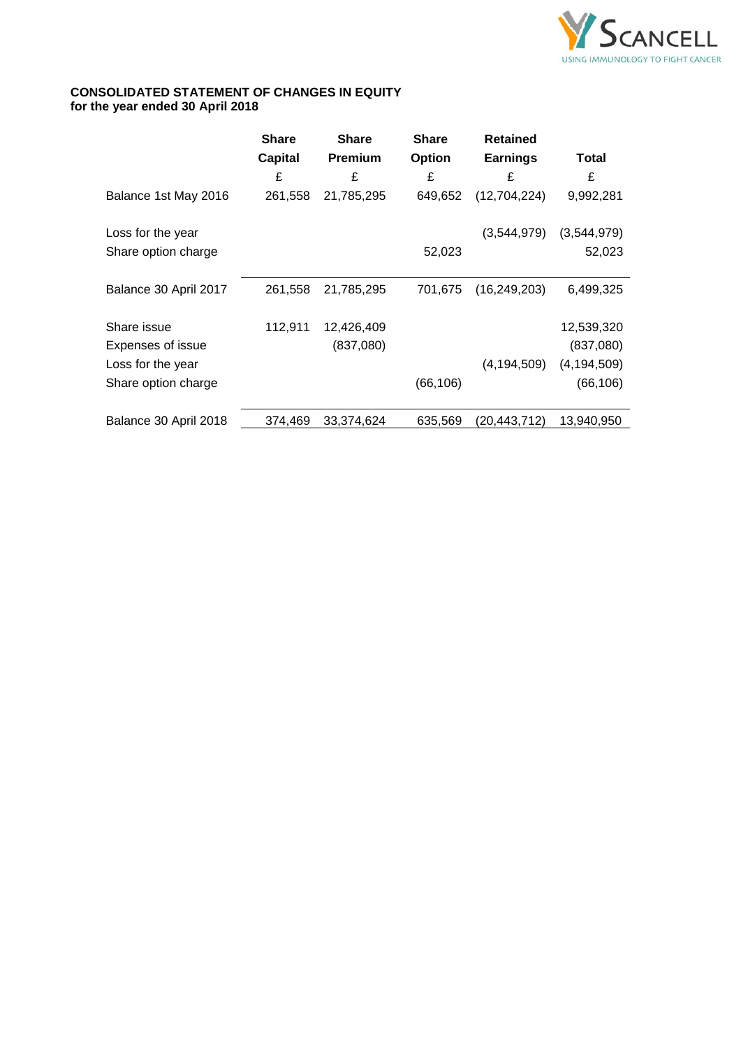**CONSOLIDATED STATEMENT OF CHANGES IN EQUITY**
**for the year ended 30 April 2018**

| | Share Capital | Share Premium | Share Option | Retained Earnings | Total |
|---|---|---|---|---|---|
| | £ | £ | £ | £ | £ |
| Balance 1st May 2016 | 261,558 | 21,785,295 | 649,652 | (12,704,224) | 9,992,281 |
| | | | | | |
| Loss for the year | | | | (3,544,979) | (3,544,979) |
| Share option charge | | | 52,023 | | 52,023 |
| | | | | | |
| Balance 30 April 2017 | 261,558 | 21,785,295 | 701,675 | (16,249,203) | 6,499,325 |
| | | | | | |
| Share issue | 112,911 | 12,426,409 | | | 12,539,320 |
| Expenses of issue | | (837,080) | | | (837,080) |
| Loss for the year | | | | (4,194,509) | (4,194,509) |
| Share option charge | | | (66,106) | | (66,106) |
| | | | | | |
| Balance 30 April 2018 | 374,469 | 33,374,624 | 635,569 | (20,443,712) | 13,940,950 |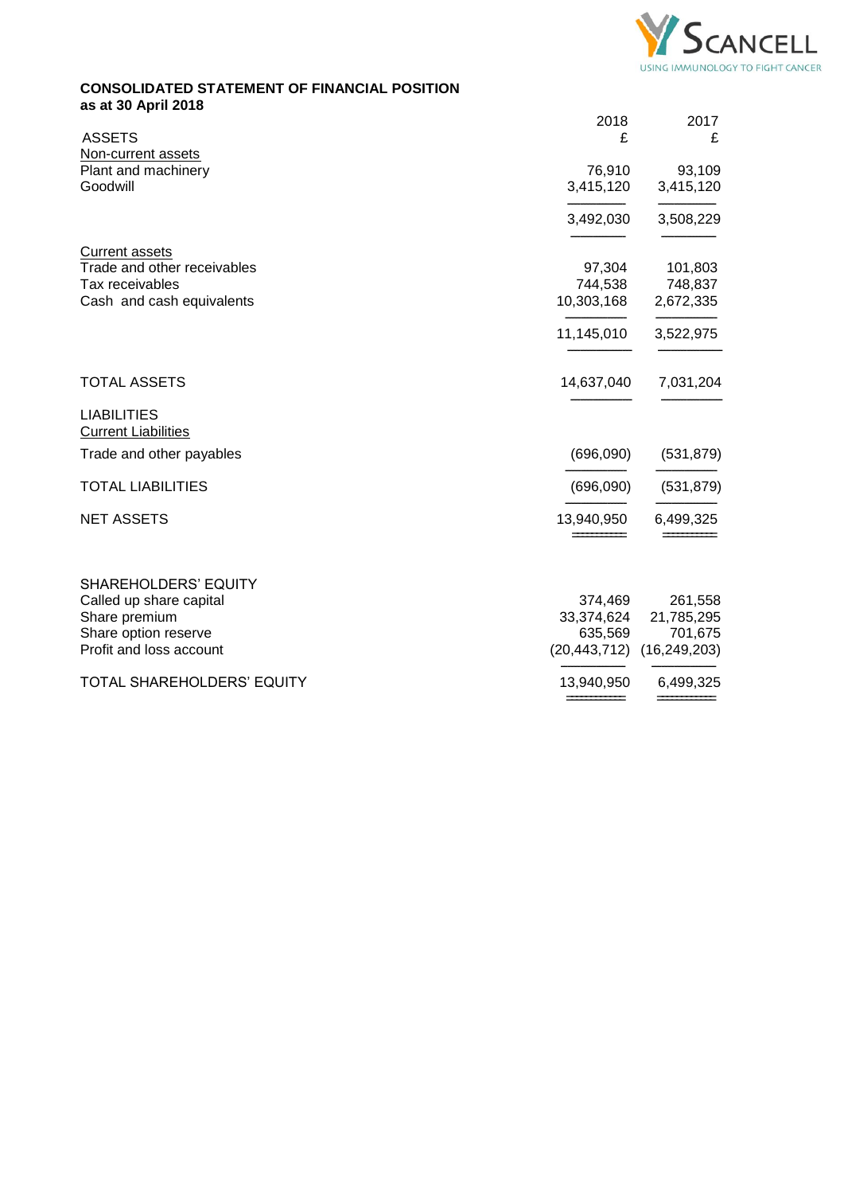**CONSOLIDATED STATEMENT OF FINANCIAL POSITION**
**as at 30 April 2018**

| | 2018<br>£ | 2017<br>£ |
|---|---|---|
| ASSETS | | |
| Non-current assets | | |
| Plant and machinery | 76,910 | 93,109 |
| Goodwill | 3,415,120 | 3,415,120 |
| | 3,492,030 | 3,508,229 |
| Current assets | | |
| Trade and other receivables | 97,304 | 101,803 |
| Tax receivables | 744,538 | 748,837 |
| Cash and cash equivalents | 10,303,168 | 2,672,335 |
| | 11,145,010 | 3,522,975 |
| TOTAL ASSETS | 14,637,040 | 7,031,204 |
| LIABILITIES | | |
| Current Liabilities | | |
| Trade and other payables | (696,090) | (531,879) |
| TOTAL LIABILITIES | (696,090) | (531,879) |
| NET ASSETS | 13,940,950 | 6,499,325 |
| SHAREHOLDERS' EQUITY | | |
| Called up share capital | 374,469 | 261,558 |
| Share premium | 33,374,624 | 21,785,295 |
| Share option reserve | 635,569 | 701,675 |
| Profit and loss account | (20,443,712) | (16,249,203) |
| TOTAL SHAREHOLDERS' EQUITY | 13,940,950 | 6,499,325 |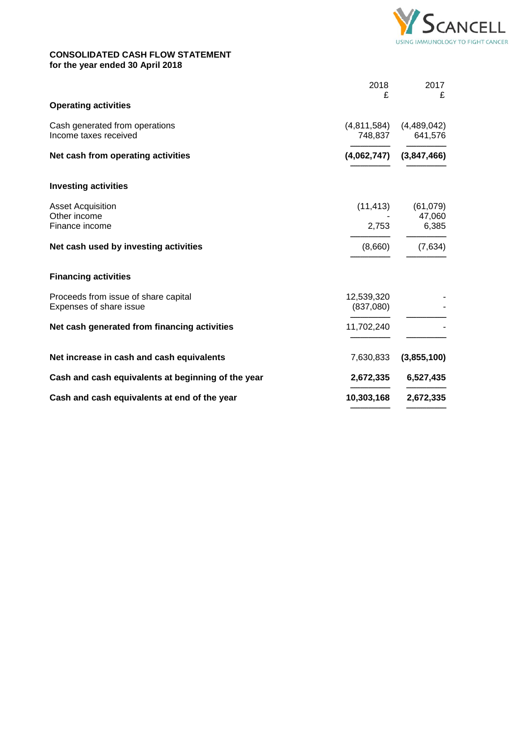**CONSOLIDATED CASH FLOW STATEMENT**
**for the year ended 30 April 2018**

| | 2018 £ | 2017 £ |
|---|---|---|
| **Operating activities** | | |
| Cash generated from operations | (4,811,584) | (4,489,042) |
| Income taxes received | 748,837 | 641,576 |
| **Net cash from operating activities** | **(4,062,747)** | **(3,847,466)** |
| **Investing activities** | | |
| Asset Acquisition | (11,413) | (61,079) |
| Other income | - | 47,060 |
| Finance income | 2,753 | 6,385 |
| **Net cash used by investing activities** | (8,660) | (7,634) |
| **Financing activities** | | |
| Proceeds from issue of share capital | 12,539,320 | - |
| Expenses of share issue | (837,080) | - |
| **Net cash generated from financing activities** | 11,702,240 | - |
| **Net increase in cash and cash equivalents** | 7,630,833 | **(3,855,100)** |
| **Cash and cash equivalents at beginning of the year** | **2,672,335** | **6,527,435** |
| **Cash and cash equivalents at end of the year** | **10,303,168** | **2,672,335** |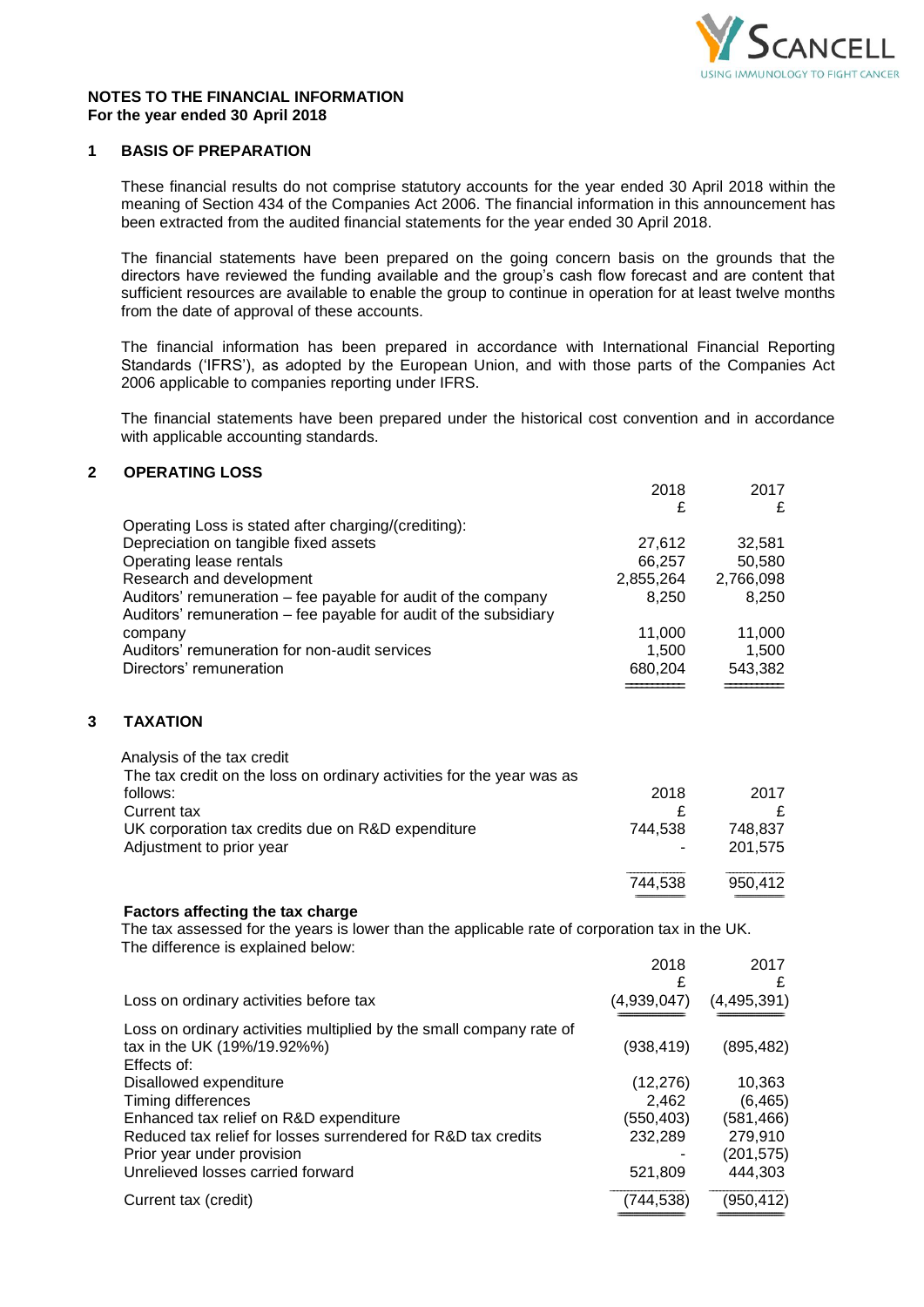## NOTES TO THE FINANCIAL INFORMATION
**For the year ended 30 April 2018**

### 1 BASIS OF PREPARATION

These financial results do not comprise statutory accounts for the year ended 30 April 2018 within the meaning of Section 434 of the Companies Act 2006. The financial information in this announcement has been extracted from the audited financial statements for the year ended 30 April 2018.

The financial statements have been prepared on the going concern basis on the grounds that the directors have reviewed the funding available and the group's cash flow forecast and are content that sufficient resources are available to enable the group to continue in operation for at least twelve months from the date of approval of these accounts.

The financial information has been prepared in accordance with International Financial Reporting Standards ('IFRS'), as adopted by the European Union, and with those parts of the Companies Act 2006 applicable to companies reporting under IFRS.

The financial statements have been prepared under the historical cost convention and in accordance with applicable accounting standards.

### 2 OPERATING LOSS

| | 2018 £ | 2017 £ |
|---|---|---|
| Operating Loss is stated after charging/(crediting): | | |
| Depreciation on tangible fixed assets | 27,612 | 32,581 |
| Operating lease rentals | 66,257 | 50,580 |
| Research and development | 2,855,264 | 2,766,098 |
| Auditors' remuneration – fee payable for audit of the company | 8,250 | 8,250 |
| Auditors' remuneration – fee payable for audit of the subsidiary company | 11,000 | 11,000 |
| Auditors' remuneration for non-audit services | 1,500 | 1,500 |
| Directors' remuneration | 680,204 | 543,382 |

### 3 TAXATION

Analysis of the tax credit

| The tax credit on the loss on ordinary activities for the year was as follows: | 2018 | 2017 |
|---|---|---|
| Current tax | £ | £ |
| UK corporation tax credits due on R&D expenditure | 744,538 | 748,837 |
| Adjustment to prior year | - | 201,575 |
| | 744,538 | 950,412 |

**Factors affecting the tax charge**

The tax assessed for the years is lower than the applicable rate of corporation tax in the UK. The difference is explained below:

| | 2018 £ | 2017 £ |
|---|---|---|
| Loss on ordinary activities before tax | (4,939,047) | (4,495,391) |
| Loss on ordinary activities multiplied by the small company rate of tax in the UK (19%/19.92%%) | (938,419) | (895,482) |
| Effects of: | | |
| Disallowed expenditure | (12,276) | 10,363 |
| Timing differences | 2,462 | (6,465) |
| Enhanced tax relief on R&D expenditure | (550,403) | (581,466) |
| Reduced tax relief for losses surrendered for R&D tax credits | 232,289 | 279,910 |
| Prior year under provision | - | (201,575) |
| Unrelieved losses carried forward | 521,809 | 444,303 |
| Current tax (credit) | (744,538) | (950,412) |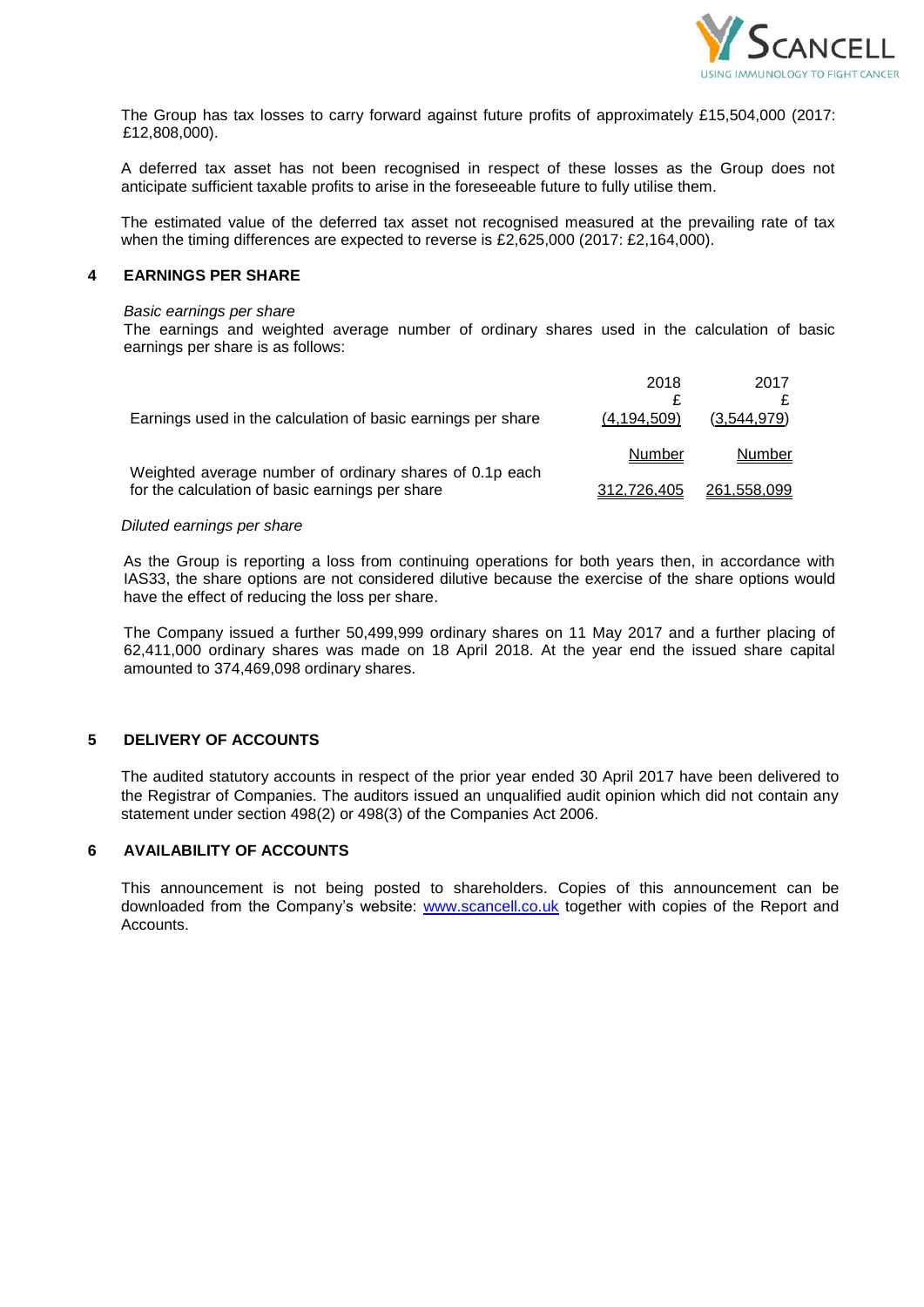The Group has tax losses to carry forward against future profits of approximately £15,504,000 (2017: £12,808,000).

A deferred tax asset has not been recognised in respect of these losses as the Group does not anticipate sufficient taxable profits to arise in the foreseeable future to fully utilise them.

The estimated value of the deferred tax asset not recognised measured at the prevailing rate of tax when the timing differences are expected to reverse is £2,625,000 (2017: £2,164,000).

## 4 EARNINGS PER SHARE

*Basic earnings per share*

The earnings and weighted average number of ordinary shares used in the calculation of basic earnings per share is as follows:

| | 2018 | 2017 |
|---|---|---|
| | £ | £ |
| Earnings used in the calculation of basic earnings per share | (4,194,509) | (3,544,979) |
| | Number | Number |
| Weighted average number of ordinary shares of 0.1p each for the calculation of basic earnings per share | 312,726,405 | 261,558,099 |

*Diluted earnings per share*

As the Group is reporting a loss from continuing operations for both years then, in accordance with IAS33, the share options are not considered dilutive because the exercise of the share options would have the effect of reducing the loss per share.

The Company issued a further 50,499,999 ordinary shares on 11 May 2017 and a further placing of 62,411,000 ordinary shares was made on 18 April 2018. At the year end the issued share capital amounted to 374,469,098 ordinary shares.

## 5 DELIVERY OF ACCOUNTS

The audited statutory accounts in respect of the prior year ended 30 April 2017 have been delivered to the Registrar of Companies. The auditors issued an unqualified audit opinion which did not contain any statement under section 498(2) or 498(3) of the Companies Act 2006.

## 6 AVAILABILITY OF ACCOUNTS

This announcement is not being posted to shareholders. Copies of this announcement can be downloaded from the Company's website: www.scancell.co.uk together with copies of the Report and Accounts.